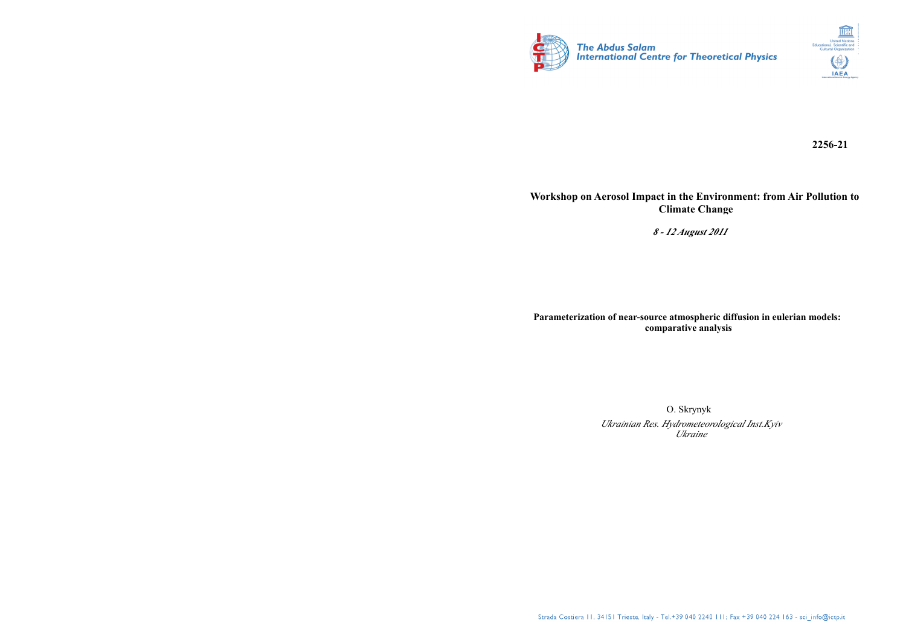**2256-21**

**Workshop on Aerosol Impact in the Environment: from Air Pollution to Climate Change**

***8 - 12 August 2011***

**Parameterization of near-source atmospheric diffusion in eulerian models: comparative analysis**

O. Skrynyk

*Ukrainian Res. Hydrometeorological Inst.Kyiv*
*Ukraine*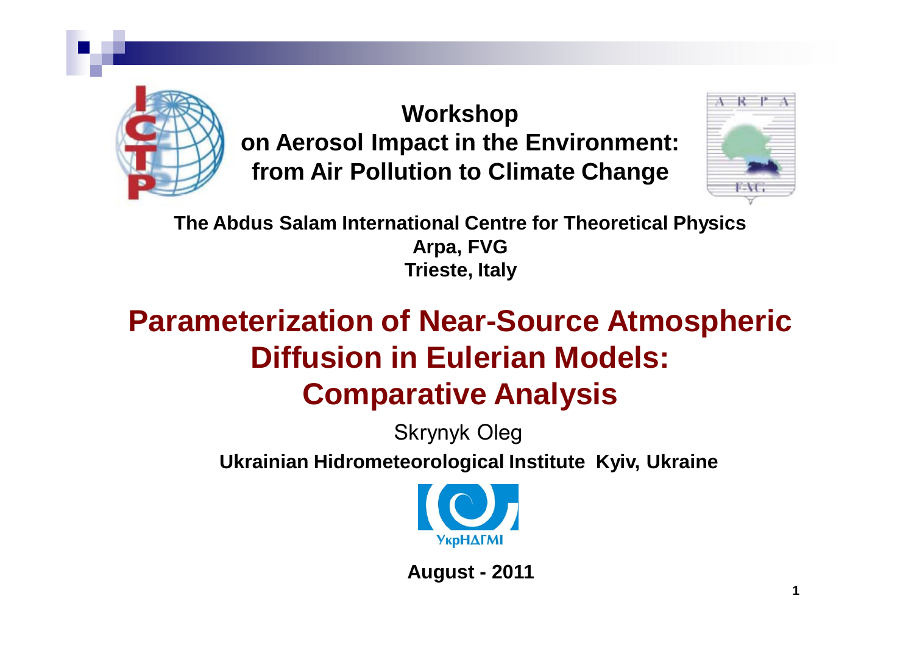**Workshop**
**on Aerosol Impact in the Environment:**
**from Air Pollution to Climate Change**

**The Abdus Salam International Centre for Theoretical Physics**
**Arpa, FVG**
**Trieste, Italy**

# Parameterization of Near-Source Atmospheric Diffusion in Eulerian Models: Comparative Analysis

Skrynyk Oleg

**Ukrainian Hidrometeorological Institute Kyiv, Ukraine**

УкрНДГМІ

**August - 2011**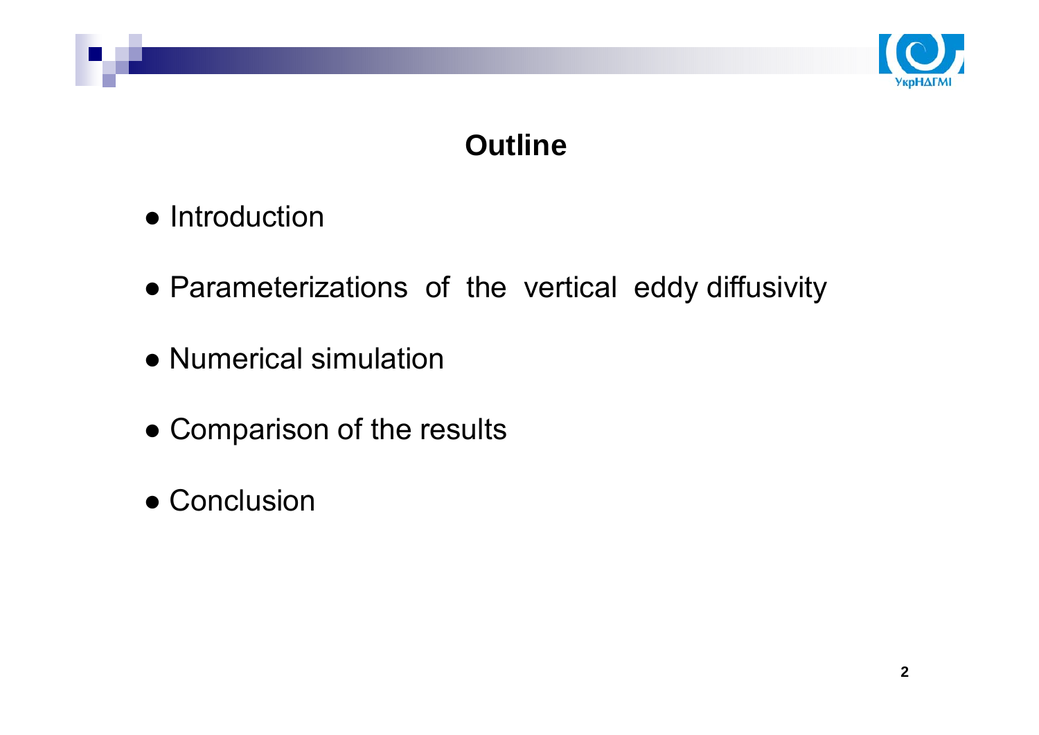# Outline

- Introduction
- Parameterizations of the vertical eddy diffusivity
- Numerical simulation
- Comparison of the results
- Conclusion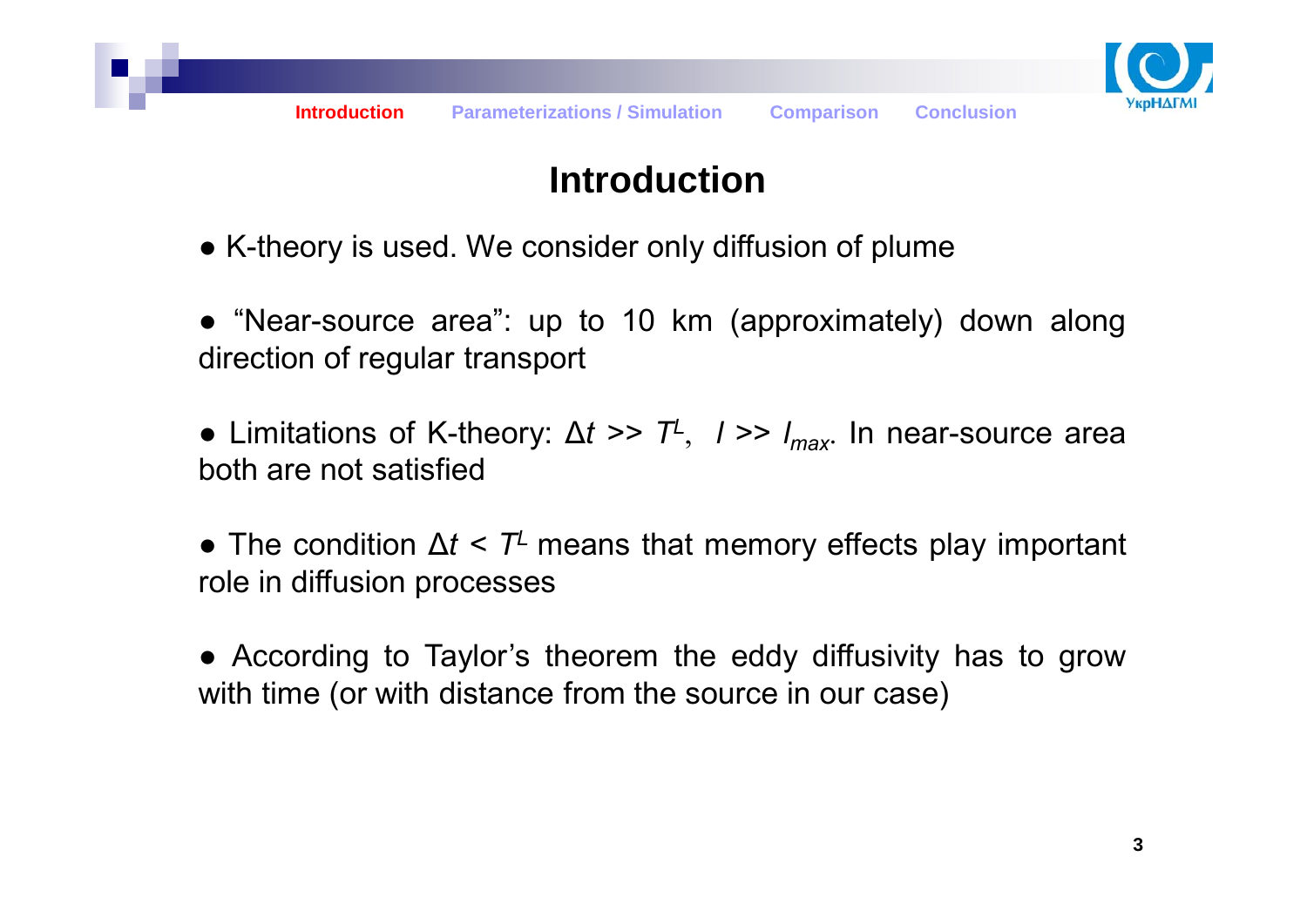# Introduction

- K-theory is used. We consider only diffusion of plume

- “Near-source area”: up to 10 km (approximately) down along direction of regular transport

- Limitations of K-theory: $\Delta t >> T^L$, $l >> l_{max}$. In near-source area both are not satisfied

- The condition $\Delta t < T^L$ means that memory effects play important role in diffusion processes

- According to Taylor’s theorem the eddy diffusivity has to grow with time (or with distance from the source in our case)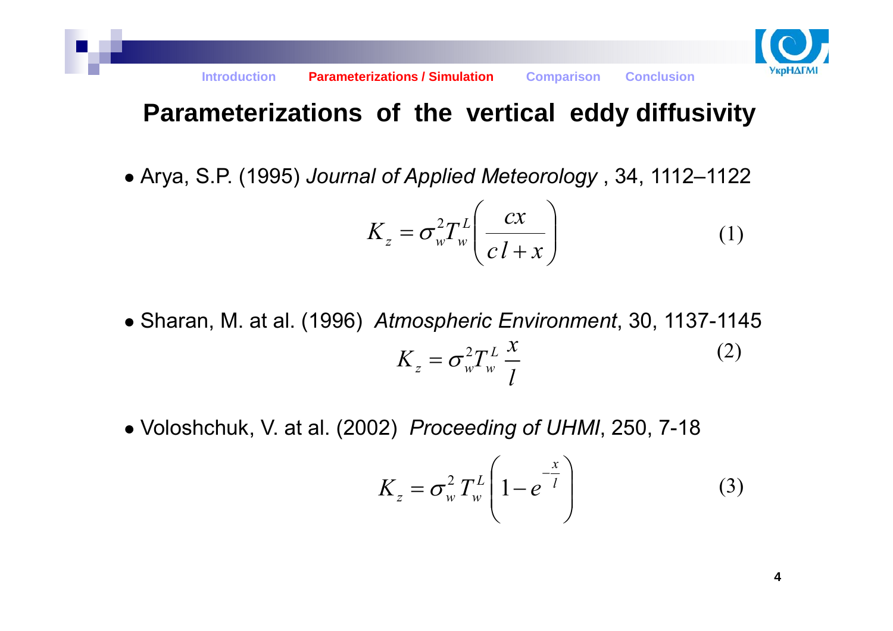# Parameterizations of the vertical eddy diffusivity

- Arya, S.P. (1995) *Journal of Applied Meteorology* , 34, 1112–1122

$$K_z = \sigma_w^2 T_w^L \left( \frac{cx}{c\,l + x} \right) \qquad (1)$$

- Sharan, M. at al. (1996) *Atmospheric Environment*, 30, 1137-1145

$$K_z = \sigma_w^2 T_w^L \frac{x}{l} \qquad (2)$$

- Voloshchuk, V. at al. (2002) *Proceeding of UHMI*, 250, 7-18

$$K_z = \sigma_w^2 T_w^L \left( 1 - e^{-\frac{x}{l}} \right) \qquad (3)$$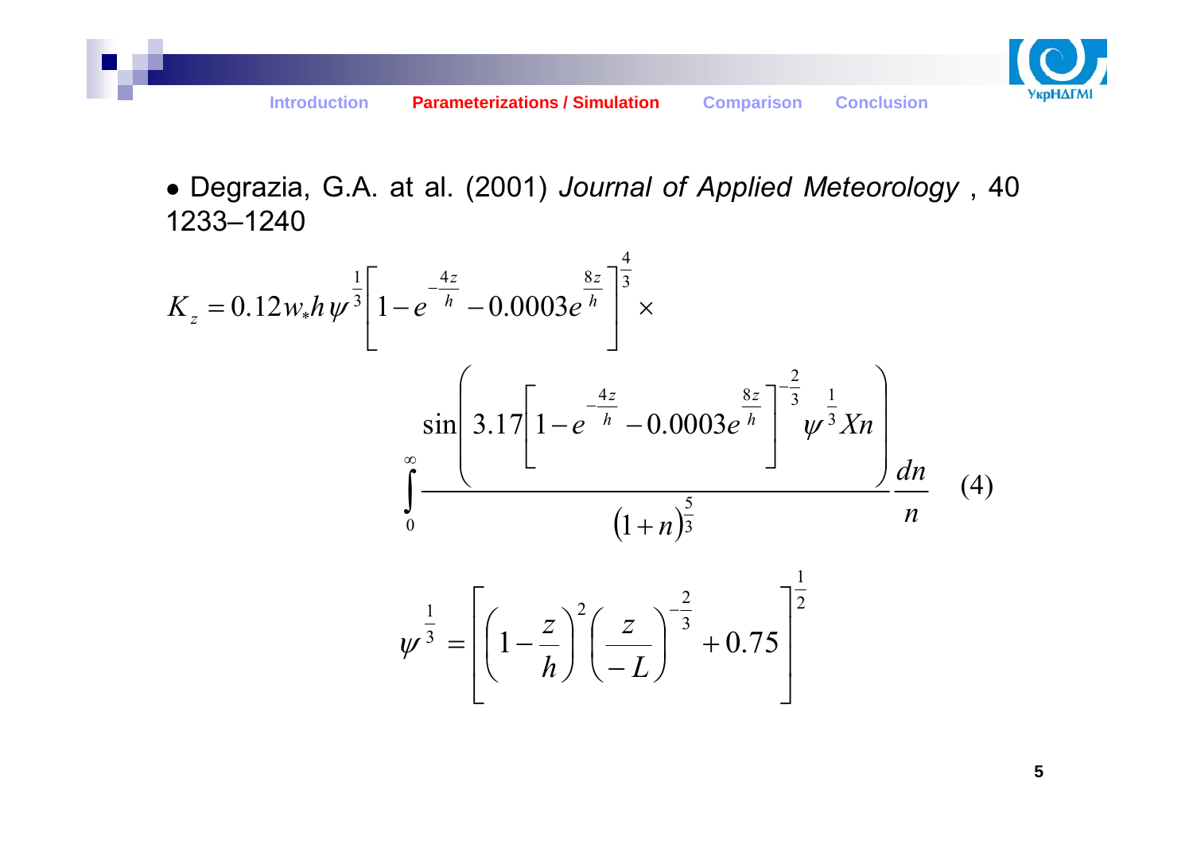- Degrazia, G.A. at al. (2001) *Journal of Applied Meteorology* , 40 1233–1240

$$K_z = 0.12 w_* h \psi^{\frac{1}{3}} \left[ 1 - e^{-\frac{4z}{h}} - 0.0003 e^{\frac{8z}{h}} \right]^{\frac{4}{3}} \times$$

$$\int_0^{\infty} \frac{\sin\left( 3.17 \left[ 1 - e^{-\frac{4z}{h}} - 0.0003 e^{\frac{8z}{h}} \right]^{-\frac{2}{3}} \psi^{\frac{1}{3}} X n \right)}{(1+n)^{\frac{5}{3}}} \frac{dn}{n} \quad (4)$$

$$\psi^{\frac{1}{3}} = \left[ \left( 1 - \frac{z}{h} \right)^2 \left( \frac{z}{-L} \right)^{-\frac{2}{3}} + 0.75 \right]^{\frac{1}{2}}$$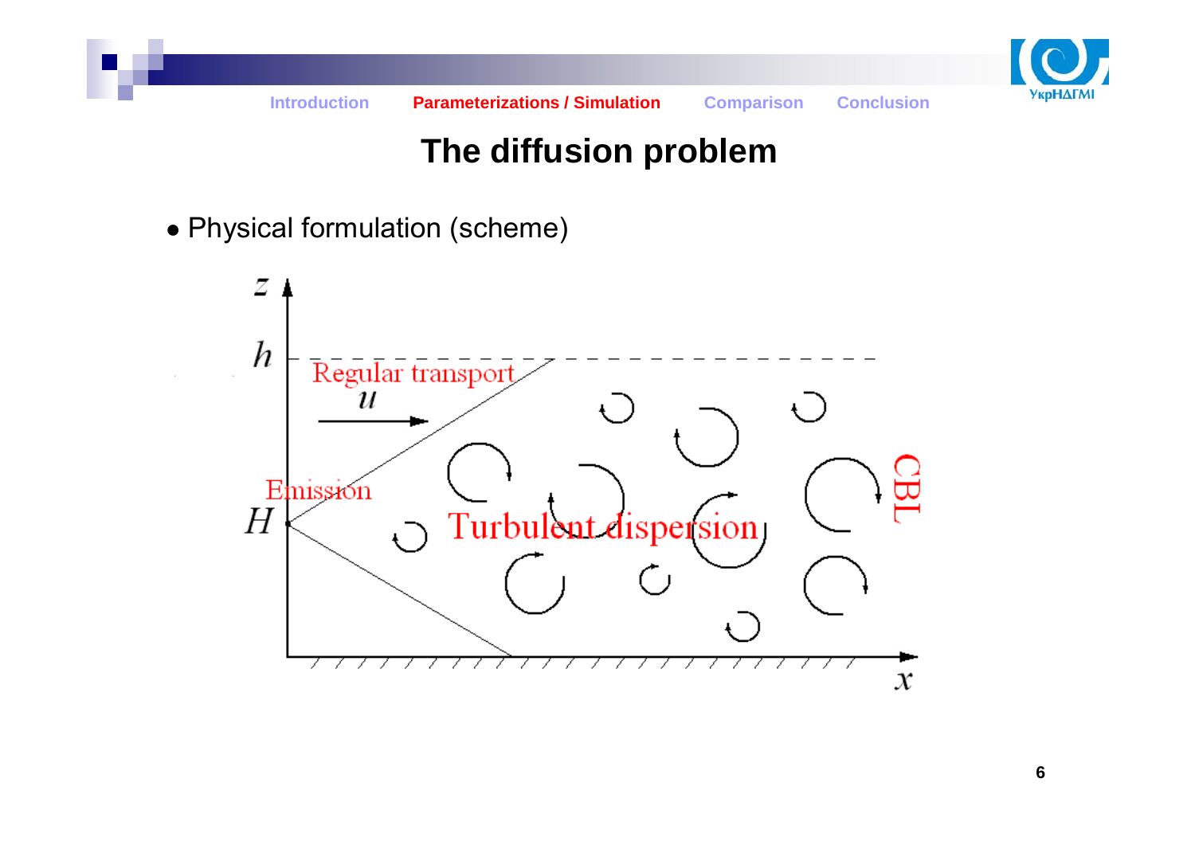# The diffusion problem

- Physical formulation (scheme)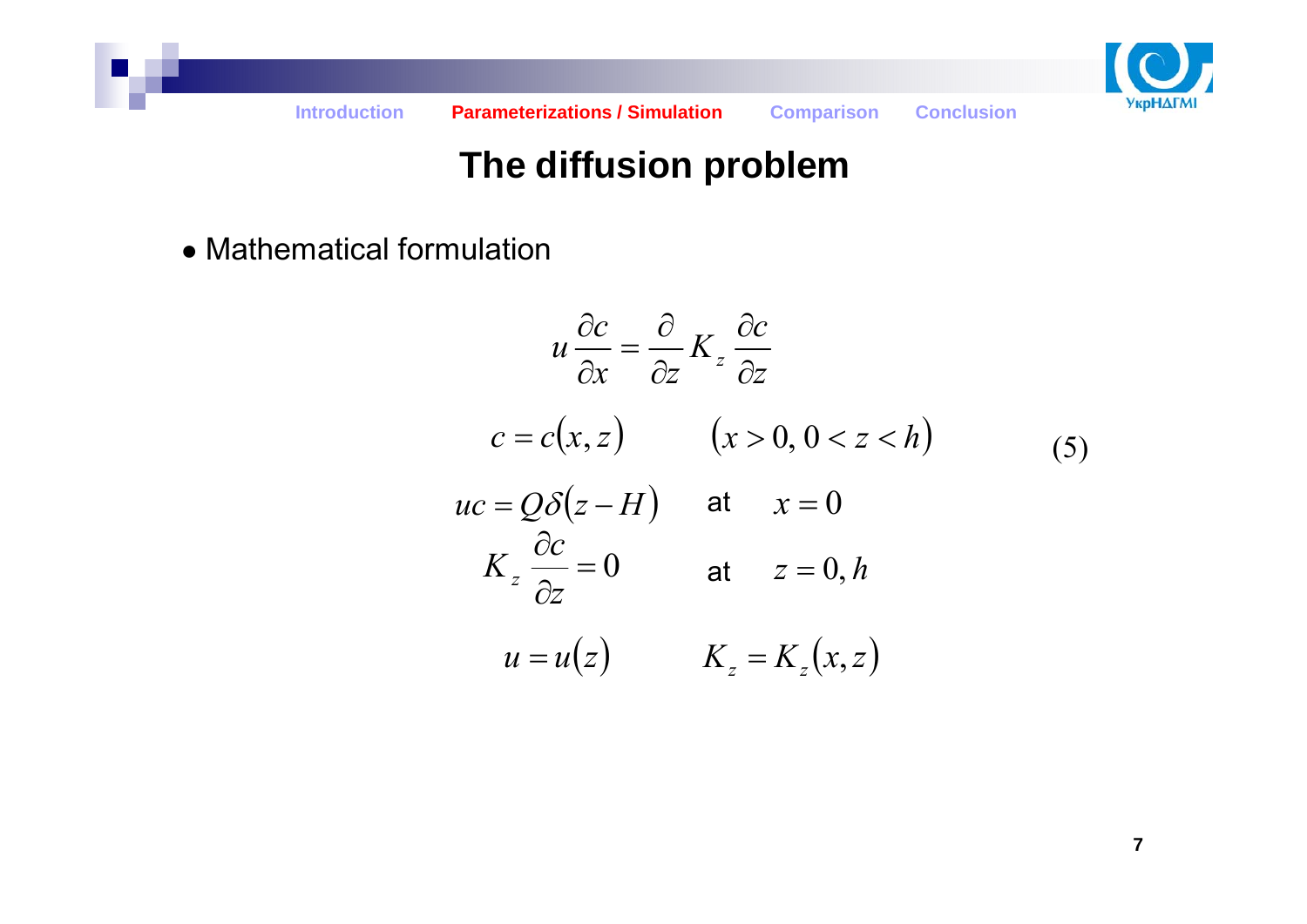# The diffusion problem

- Mathematical formulation

$$
\begin{aligned}
& u\frac{\partial c}{\partial x} = \frac{\partial}{\partial z} K_z \frac{\partial c}{\partial z} \\
& c = c(x, z) \qquad (x > 0,\ 0 < z < h) \\
& uc = Q\delta(z - H) \quad \text{at} \quad x = 0 \\
& K_z \frac{\partial c}{\partial z} = 0 \quad \text{at} \quad z = 0, h \\
& u = u(z) \qquad K_z = K_z(x, z)
\end{aligned}
\tag{5}
$$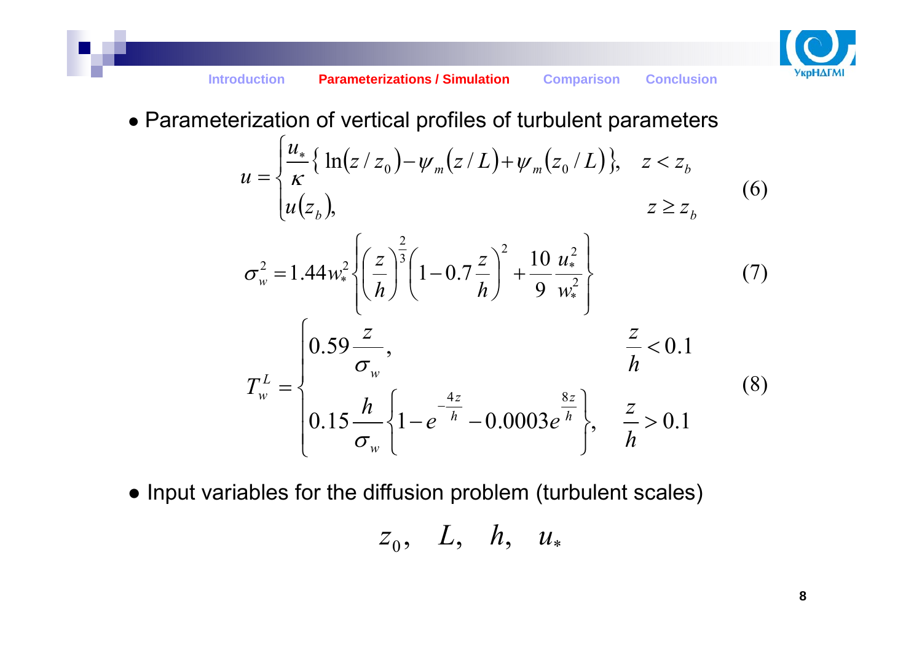- Parameterization of vertical profiles of turbulent parameters

$$u = \begin{cases} \dfrac{u_*}{\kappa}\left\{ \ln(z/z_0) - \psi_m(z/L) + \psi_m(z_0/L) \right\}, & z < z_b \\ u(z_b), & z \geq z_b \end{cases} \tag{6}$$

$$\sigma_w^2 = 1.44 w_*^2 \left\{ \left(\frac{z}{h}\right)^{\frac{2}{3}} \left(1 - 0.7\frac{z}{h}\right)^2 + \frac{10}{9}\frac{u_*^2}{w_*^2} \right\} \tag{7}$$

$$T_w^L = \begin{cases} 0.59\dfrac{z}{\sigma_w}, & \dfrac{z}{h} < 0.1 \\ 0.15\dfrac{h}{\sigma_w}\left\{1 - e^{-\frac{4z}{h}} - 0.0003 e^{\frac{8z}{h}}\right\}, & \dfrac{z}{h} > 0.1 \end{cases} \tag{8}$$

- Input variables for the diffusion problem (turbulent scales)

$$z_0, \quad L, \quad h, \quad u_*$$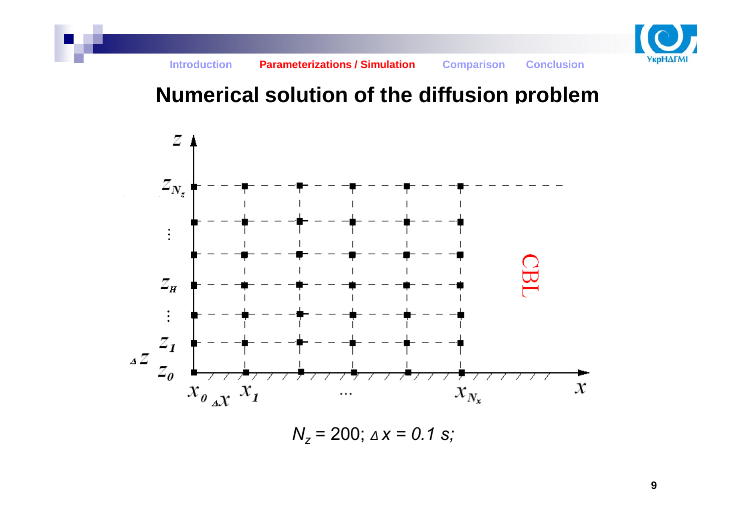# Numerical solution of the diffusion problem

$N_z = 200$; $\Delta x = 0.1\ s$;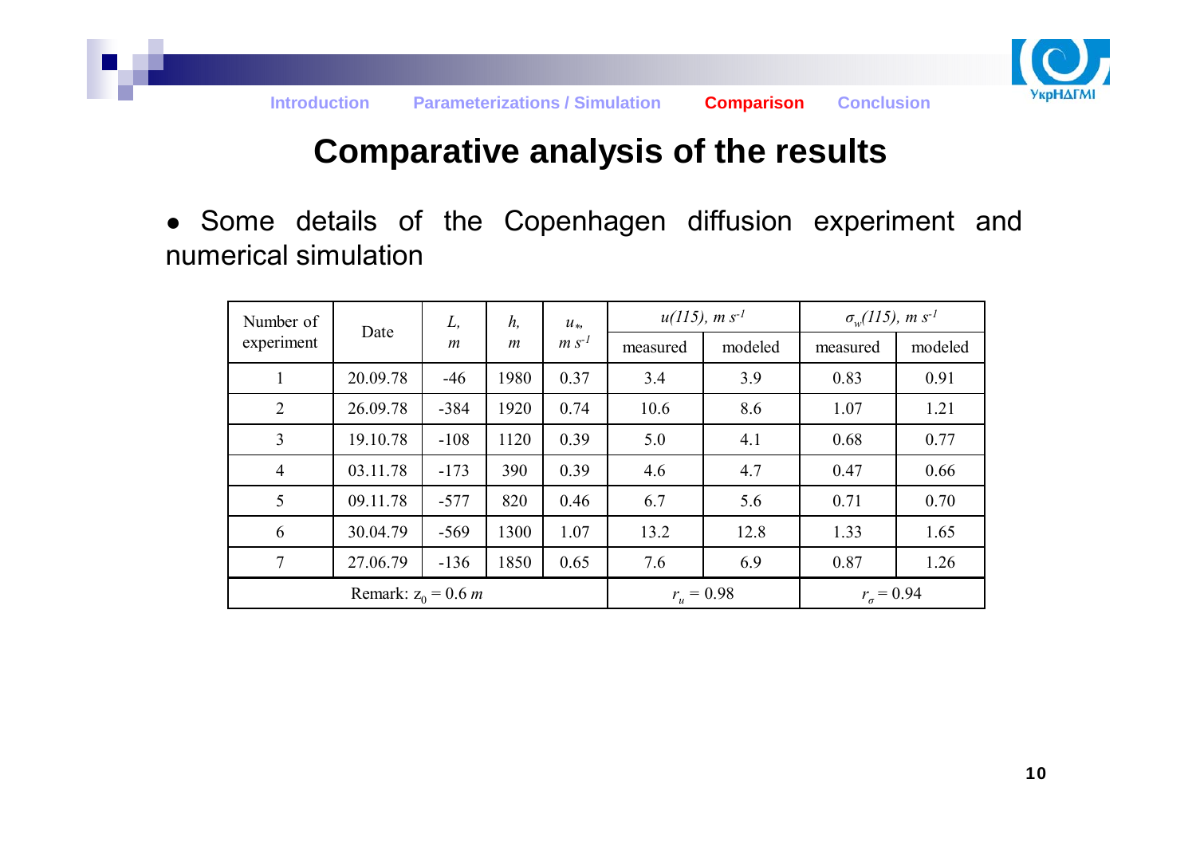# Comparative analysis of the results

- Some details of the Copenhagen diffusion experiment and numerical simulation

| Number of experiment | Date | $L$, $m$ | $h$, $m$ | $u_*$, $m\ s^{-1}$ | $u(115)$, $m\ s^{-1}$ | | $\sigma_w(115)$, $m\ s^{-1}$ | |
|---|---|---|---|---|---|---|---|---|
| | | | | | measured | modeled | measured | modeled |
| 1 | 20.09.78 | -46 | 1980 | 0.37 | 3.4 | 3.9 | 0.83 | 0.91 |
| 2 | 26.09.78 | -384 | 1920 | 0.74 | 10.6 | 8.6 | 1.07 | 1.21 |
| 3 | 19.10.78 | -108 | 1120 | 0.39 | 5.0 | 4.1 | 0.68 | 0.77 |
| 4 | 03.11.78 | -173 | 390 | 0.39 | 4.6 | 4.7 | 0.47 | 0.66 |
| 5 | 09.11.78 | -577 | 820 | 0.46 | 6.7 | 5.6 | 0.71 | 0.70 |
| 6 | 30.04.79 | -569 | 1300 | 1.07 | 13.2 | 12.8 | 1.33 | 1.65 |
| 7 | 27.06.79 | -136 | 1850 | 0.65 | 7.6 | 6.9 | 0.87 | 1.26 |
| Remark: $z_0 = 0.6\ m$ | | | | | $r_u = 0.98$ | | $r_\sigma = 0.94$ | |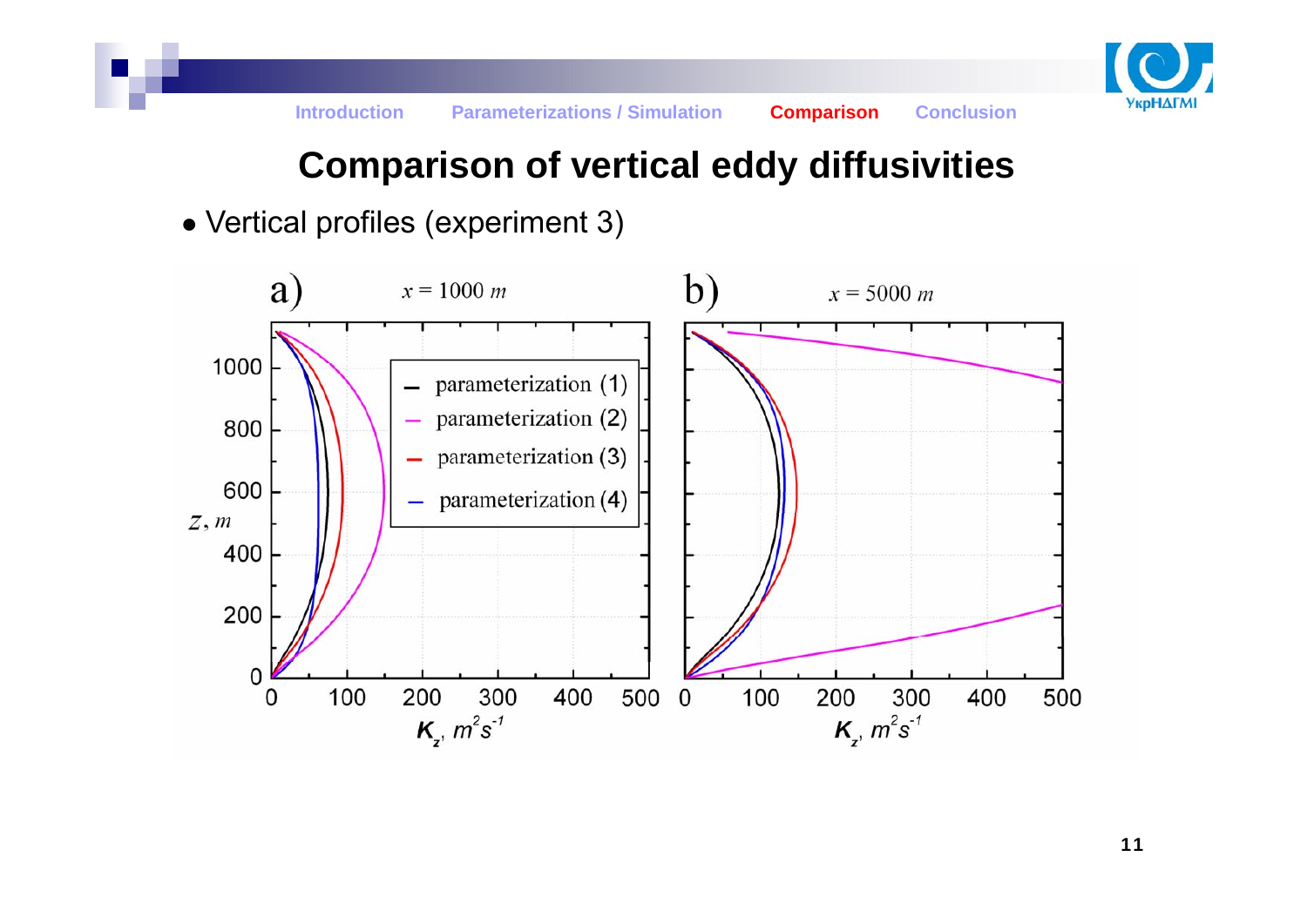# Comparison of vertical eddy diffusivities

- Vertical profiles (experiment 3)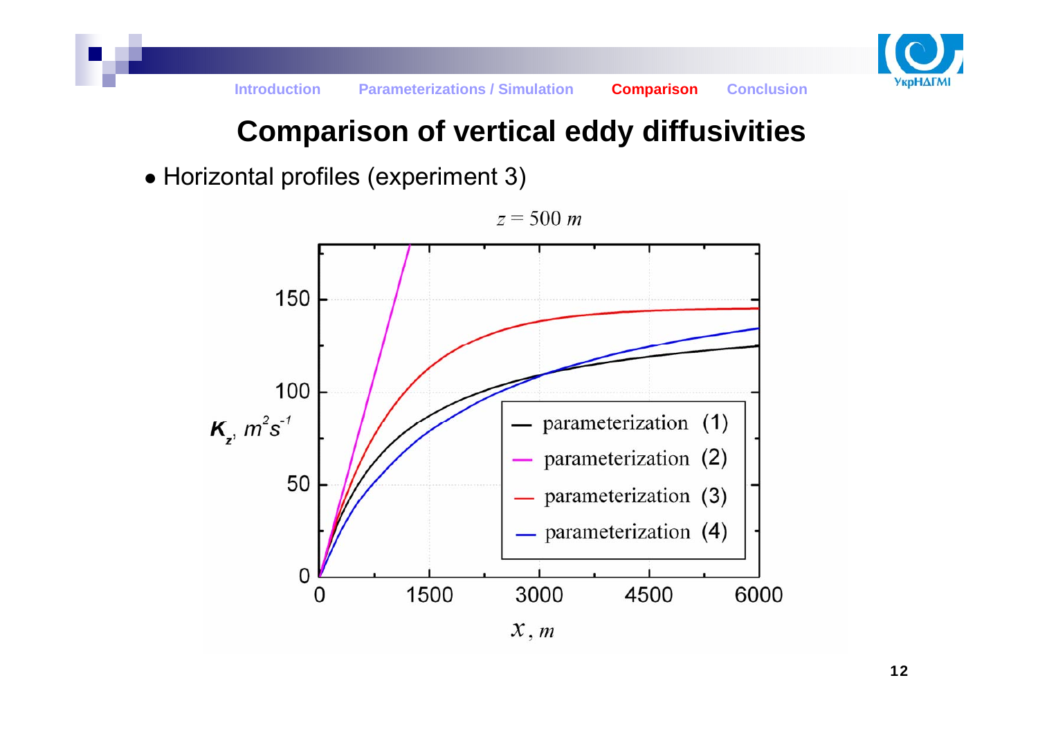# Comparison of vertical eddy diffusivities

- Horizontal profiles (experiment 3)

$z = 500\ m$

$K_z$, $m^2 s^{-1}$

$x$, $m$

- parameterization (1)
- parameterization (2)
- parameterization (3)
- parameterization (4)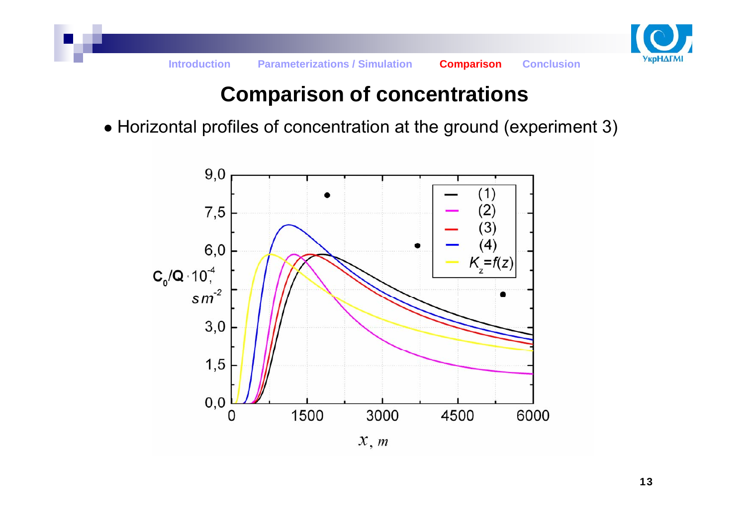# Comparison of concentrations

- Horizontal profiles of concentration at the ground (experiment 3)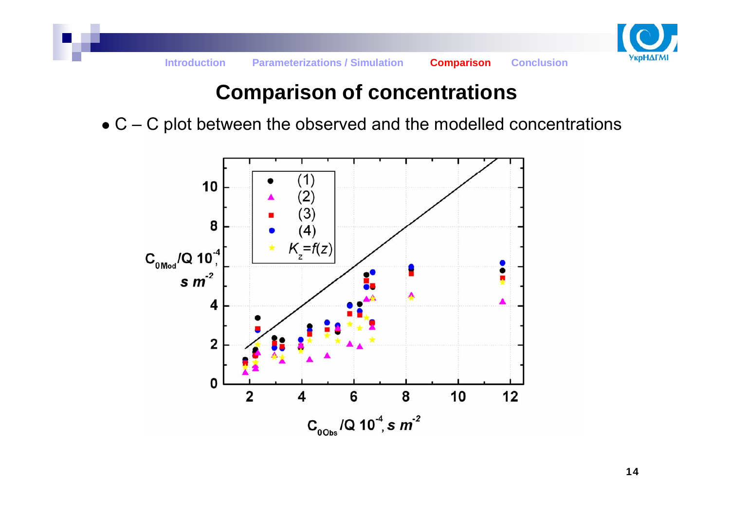# Comparison of concentrations

- C – C plot between the observed and the modelled concentrations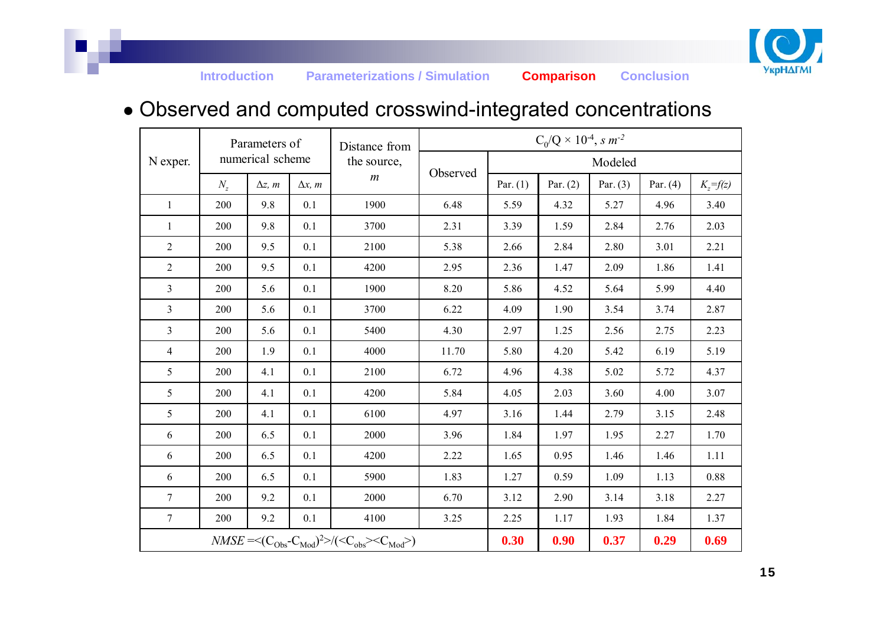- Observed and computed crosswind-integrated concentrations

| N exper. | Parameters of numerical scheme | | | Distance from the source, *m* | $C_0/Q \times 10^{-4}$, *s m*$^{-2}$ | | | | | |
|---|---|---|---|---|---|---|---|---|---|---|
| | | | | | Observed | Modeled | | | | |
| | $N_z$ | $\Delta z$, *m* | $\Delta x$, *m* | | | Par. (1) | Par. (2) | Par. (3) | Par. (4) | $K_z=f(z)$ |
| 1 | 200 | 9.8 | 0.1 | 1900 | 6.48 | 5.59 | 4.32 | 5.27 | 4.96 | 3.40 |
| 1 | 200 | 9.8 | 0.1 | 3700 | 2.31 | 3.39 | 1.59 | 2.84 | 2.76 | 2.03 |
| 2 | 200 | 9.5 | 0.1 | 2100 | 5.38 | 2.66 | 2.84 | 2.80 | 3.01 | 2.21 |
| 2 | 200 | 9.5 | 0.1 | 4200 | 2.95 | 2.36 | 1.47 | 2.09 | 1.86 | 1.41 |
| 3 | 200 | 5.6 | 0.1 | 1900 | 8.20 | 5.86 | 4.52 | 5.64 | 5.99 | 4.40 |
| 3 | 200 | 5.6 | 0.1 | 3700 | 6.22 | 4.09 | 1.90 | 3.54 | 3.74 | 2.87 |
| 3 | 200 | 5.6 | 0.1 | 5400 | 4.30 | 2.97 | 1.25 | 2.56 | 2.75 | 2.23 |
| 4 | 200 | 1.9 | 0.1 | 4000 | 11.70 | 5.80 | 4.20 | 5.42 | 6.19 | 5.19 |
| 5 | 200 | 4.1 | 0.1 | 2100 | 6.72 | 4.96 | 4.38 | 5.02 | 5.72 | 4.37 |
| 5 | 200 | 4.1 | 0.1 | 4200 | 5.84 | 4.05 | 2.03 | 3.60 | 4.00 | 3.07 |
| 5 | 200 | 4.1 | 0.1 | 6100 | 4.97 | 3.16 | 1.44 | 2.79 | 3.15 | 2.48 |
| 6 | 200 | 6.5 | 0.1 | 2000 | 3.96 | 1.84 | 1.97 | 1.95 | 2.27 | 1.70 |
| 6 | 200 | 6.5 | 0.1 | 4200 | 2.22 | 1.65 | 0.95 | 1.46 | 1.46 | 1.11 |
| 6 | 200 | 6.5 | 0.1 | 5900 | 1.83 | 1.27 | 0.59 | 1.09 | 1.13 | 0.88 |
| 7 | 200 | 9.2 | 0.1 | 2000 | 6.70 | 3.12 | 2.90 | 3.14 | 3.18 | 2.27 |
| 7 | 200 | 9.2 | 0.1 | 4100 | 3.25 | 2.25 | 1.17 | 1.93 | 1.84 | 1.37 |
| $NMSE = \langle (C_{Obs}-C_{Mod})^2 \rangle / (\langle C_{obs} \rangle \langle C_{Mod} \rangle)$ | | | | | | **0.30** | **0.90** | **0.37** | **0.29** | **0.69** |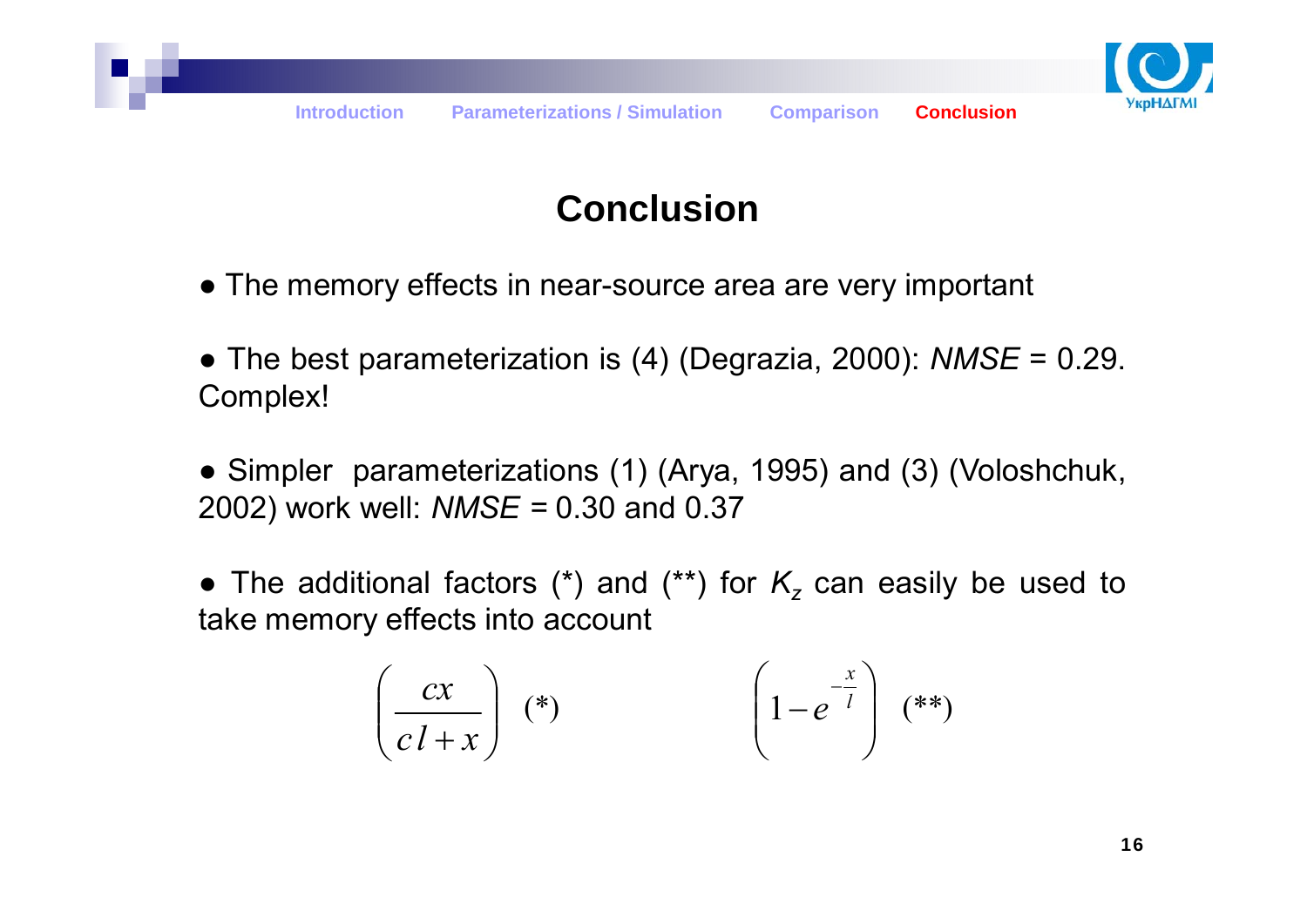# Conclusion

- The memory effects in near-source area are very important

- The best parameterization is (4) (Degrazia, 2000): *NMSE* = 0.29. Complex!

- Simpler parameterizations (1) (Arya, 1995) and (3) (Voloshchuk, 2002) work well: *NMSE* = 0.30 and 0.37

- The additional factors (*) and (**) for $K_z$ can easily be used to take memory effects into account

$$\left(\frac{cx}{c\,l + x}\right) \quad (*) \qquad\qquad \left(1 - e^{-\frac{x}{l}}\right) \quad (**)$$